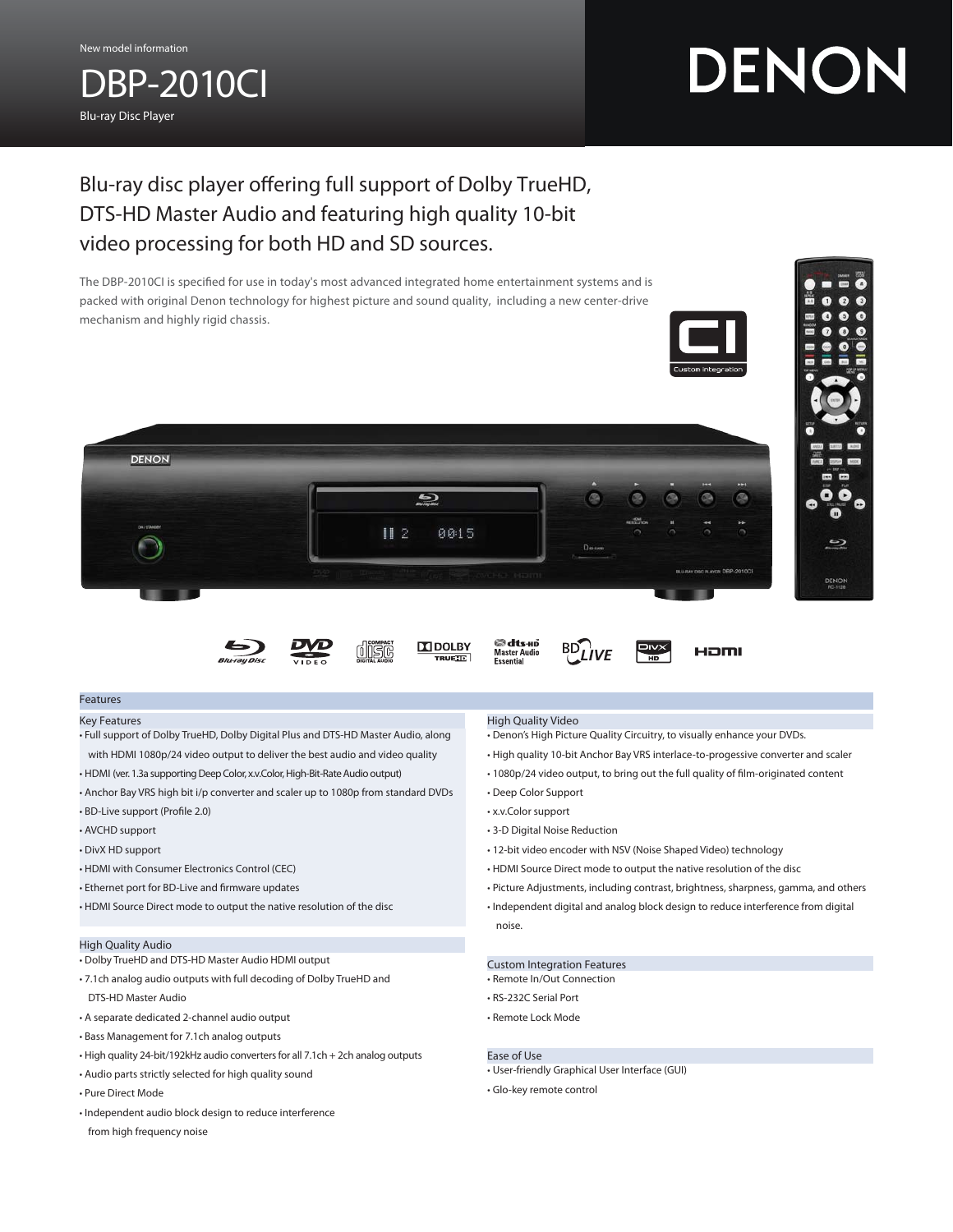New model information

# DBP-2010CI

Blu-ray Disc Player

DENON

## Blu-ray disc player offering full support of Dolby TrueHD, DTS-HD Master Audio and featuring high quality 10-bit video processing for both HD and SD sources.

The DBP-2010CI is specified for use in today's most advanced integrated home entertainment systems and is packed with original Denon technology for highest picture and sound quality, including a new center-drive mechanism and highly rigid chassis.

## Features

### Key Features

- Full support of Dolby TrueHD, Dolby Digital Plus and DTS-HD Master Audio, along with HDMI 1080p/24 video output to deliver the best audio and video quality
- HDMI (ver. 1.3a supporting Deep Color, x.v.Color, High-Bit-Rate Audio output)
- Anchor Bay VRS high bit i/p converter and scaler up to 1080p from standard DVDs
- BD-Live support (Profile 2.0)
- AVCHD support
- DivX HD support
- HDMI with Consumer Electronics Control (CEC)
- Ethernet port for BD-Live and firmware updates
- HDMI Source Direct mode to output the native resolution of the disc

### High Quality Audio

- Dolby TrueHD and DTS-HD Master Audio HDMI output
- 7.1ch analog audio outputs with full decoding of Dolby TrueHD and DTS-HD Master Audio
- A separate dedicated 2-channel audio output
- Bass Management for 7.1ch analog outputs
- High quality 24-bit/192kHz audio converters for all 7.1ch + 2ch analog outputs
- Audio parts strictly selected for high quality sound
- Pure Direct Mode
- Independent audio block design to reduce interference from high frequency noise

### High Quality Video

- Denon's High Picture Quality Circuitry, to visually enhance your DVDs.
- High quality 10-bit Anchor Bay VRS interlace-to-progessive converter and scaler
- 1080p/24 video output, to bring out the full quality of film-originated content
- Deep Color Support
- x.v.Color support
- 3-D Digital Noise Reduction
- 12-bit video encoder with NSV (Noise Shaped Video) technology
- HDMI Source Direct mode to output the native resolution of the disc
- Picture Adjustments, including contrast, brightness, sharpness, gamma, and others
- Independent digital and analog block design to reduce interference from digital noise.

### Custom Integration Features

- Remote In/Out Connection
- RS-232C Serial Port
- Remote Lock Mode

### Ease of Use

- User-friendly Graphical User Interface (GUI)
- Glo-key remote control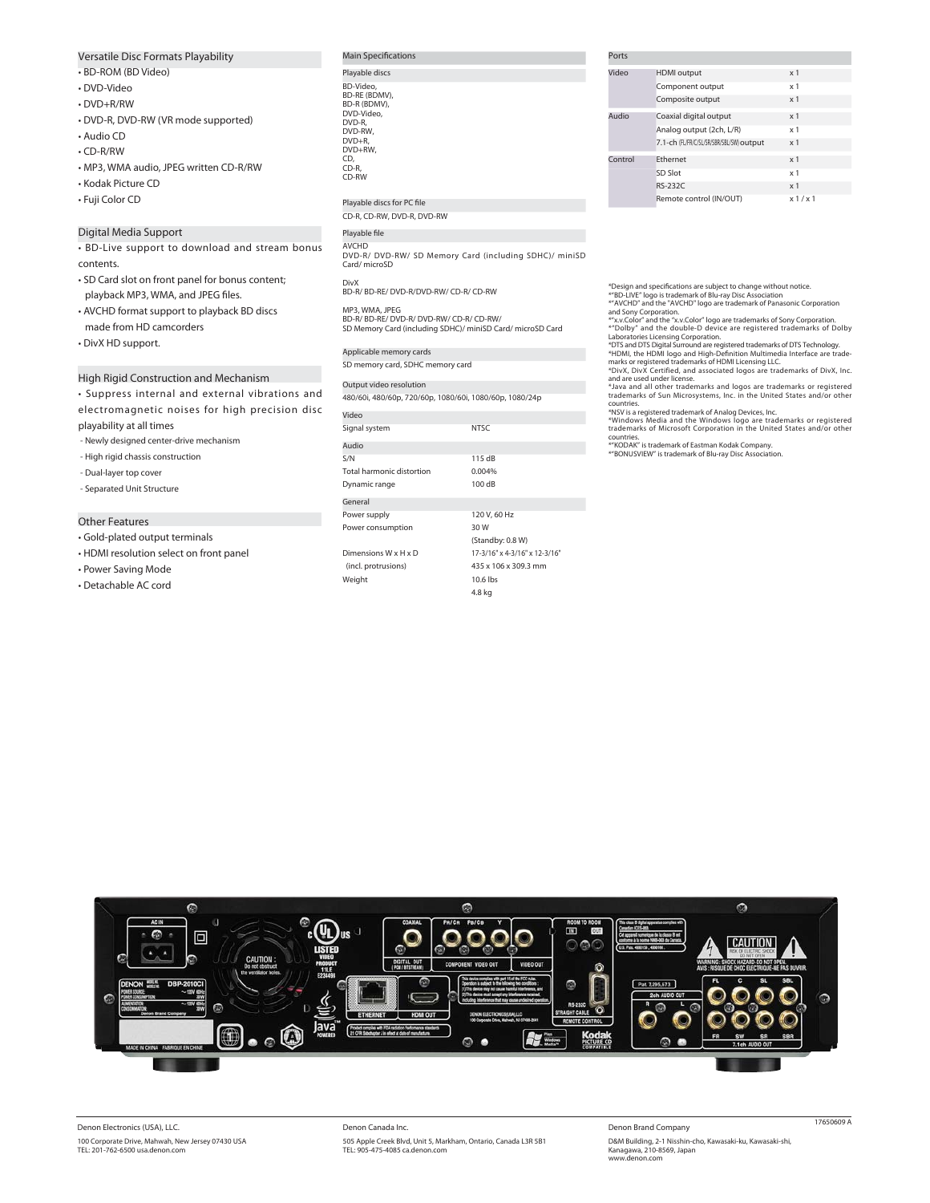## Versatile Disc Formats Playability

- BD-ROM (BD Video)
- DVD-Video
- DVD+R/RW
- DVD-R, DVD-RW (VR mode supported)
- Audio CD
- CD-R/RW
- MP3, WMA audio, JPEG written CD-R/RW
- Kodak Picture CD
- Fuji Color CD

## Digital Media Support

- BD-Live support to download and stream bonus contents.
- SD Card slot on front panel for bonus content; playback MP3, WMA, and JPEG files.
- AVCHD format support to playback BD discs made from HD camcorders
- DivX HD support.

## High Rigid Construction and Mechanism

- Suppress internal and external vibrations and electromagnetic noises for high precision disc playability at all times
  - Newly designed center-drive mechanism
  - High rigid chassis construction
  - Dual-layer top cover
  - Separated Unit Structure

## Other Features

- Gold-plated output terminals
- HDMI resolution select on front panel
- Power Saving Mode
- Detachable AC cord

## Main Specifications

**Playable discs**

BD-Video, BD-RE (BDMV), BD-R (BDMV), DVD-Video, DVD-R, DVD-RW, DVD+R, DVD+RW, CD, CD-R, CD-RW

**Playable discs for PC file**

CD-R, CD-RW, DVD-R, DVD-RW

**Playable file**

AVCHD
DVD-R/ DVD-RW/ SD Memory Card (including SDHC)/ miniSD Card/ microSD

DivX
BD-R/ BD-RE/ DVD-R/DVD-RW/ CD-R/ CD-RW

MP3, WMA, JPEG
BD-R/ BD-RE/ DVD-R/ DVD-RW/ CD-R/ CD-RW/
SD Memory Card (including SDHC)/ miniSD Card/ microSD Card

**Applicable memory cards**

SD memory card, SDHC memory card

**Output video resolution**

480/60i, 480/60p, 720/60p, 1080/60i, 1080/60p, 1080/24p

| | |
|---|---|
| **Video** | |
| Signal system | NTSC |
| **Audio** | |
| S/N | 115 dB |
| Total harmonic distortion | 0.004% |
| Dynamic range | 100 dB |
| **General** | |
| Power supply | 120 V, 60 Hz |
| Power consumption | 30 W (Standby: 0.8 W) |
| Dimensions W x H x D (incl. protrusions) | 17-3/16" x 4-3/16" x 12-3/16" 435 x 106 x 309.3 mm |
| Weight | 10.6 lbs 4.8 kg |

## Ports

| | | |
|---|---|---|
| Video | HDMI output | x 1 |
| | Component output | x 1 |
| | Composite output | x 1 |
| Audio | Coaxial digital output | x 1 |
| | Analog output (2ch, L/R) | x 1 |
| | 7.1-ch (FL/FR/C/SL/SR/SBR/SBL/SW) output | x 1 |
| Control | Ethernet | x 1 |
| | SD Slot | x 1 |
| | RS-232C | x 1 |
| | Remote control (IN/OUT) | x 1 / x 1 |

*Design and specifications are subject to change without notice.
*"BD-LIVE" logo is trademark of Blu-ray Disc Association
*"AVCHD" and the "AVCHD" logo are trademark of Panasonic Corporation and Sony Corporation.
*"x.v.Color" and the "x.v.Color" logo are trademarks of Sony Corporation.
*"Dolby" and the double-D device are registered trademarks of Dolby Laboratories Licensing Corporation.
*DTS and DTS Digital Surround are registered trademarks of DTS Technology.
*HDMI, the HDMI logo and High-Definition Multimedia Interface are trademarks or registered trademarks of HDMI Licensing LLC.
*DivX, DivX Certified, and associated logos are trademarks of DivX, Inc. and are used under license.
*Java and all other trademarks and logos are trademarks or registered trademarks of Sun Microsystems, Inc. in the United States and/or other countries.
*NSV is a registered trademark of Analog Devices, Inc.
*Windows Media and the Windows logo are trademarks or registered trademarks of Microsoft Corporation in the United States and/or other countries.
*"KODAK" is trademark of Eastman Kodak Company.
*"BONUSVIEW" is trademark of Blu-ray Disc Association.

Denon Electronics (USA), LLC.
100 Corporate Drive, Mahwah, New Jersey 07430 USA
TEL: 201-762-6500 usa.denon.com

Denon Canada Inc.
505 Apple Creek Blvd, Unit 5, Markham, Ontario, Canada L3R 5B1
TEL: 905-475-4085 ca.denon.com

Denon Brand Company
D&M Building, 2-1 Nisshin-cho, Kawasaki-ku, Kawasaki-shi, Kanagawa, 210-8569, Japan
www.denon.com

17650609 A